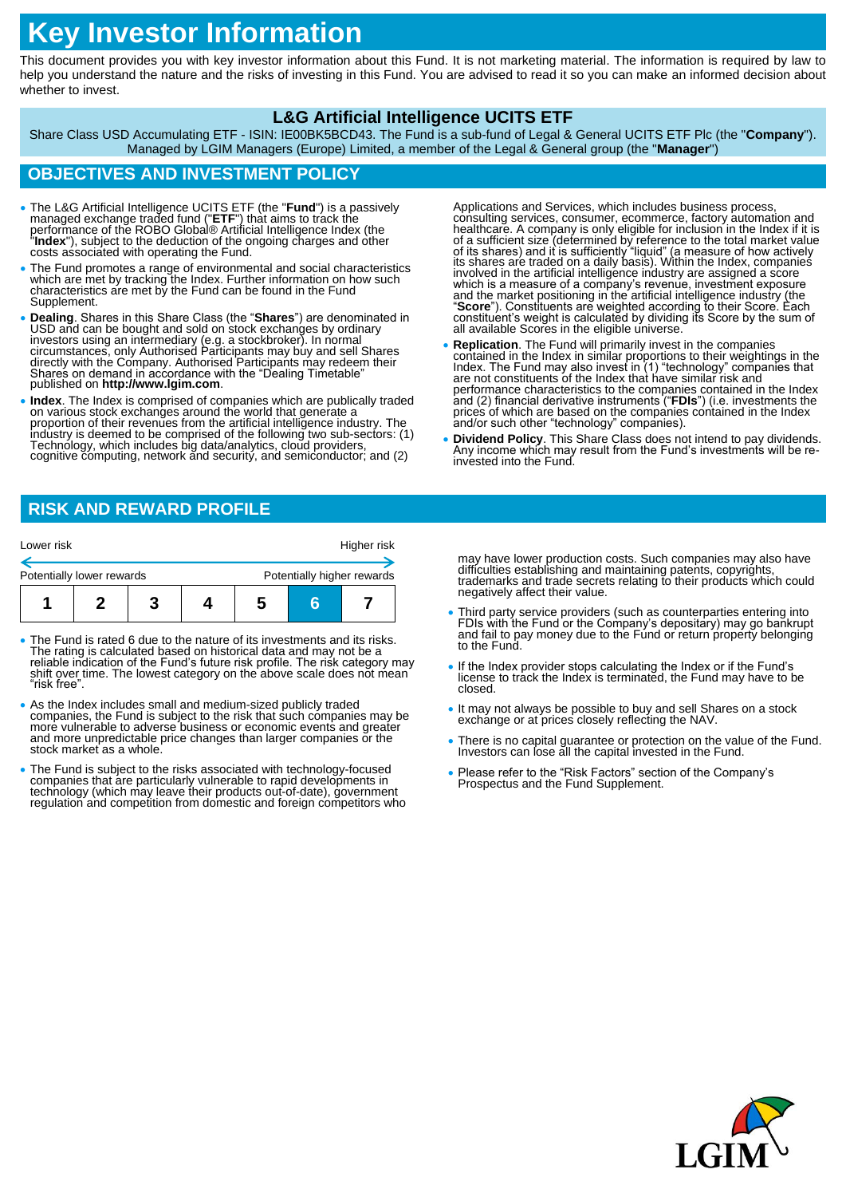# Key Investor Information

This document provides you with key investor information about this Fund. It is not marketing material. The information is required by law to help you understand the nature and the risks of investing in this Fund. You are advised to read it so you can make an informed decision about whether to invest.

### L&G Artificial Intelligence UCITS ETF

Share Class USD Accumulating ETF - ISIN: IE00BK5BCD43. The Fund is a sub-fund of Legal & General UCITS ETF Plc (the "**Company**"). Managed by LGIM Managers (Europe) Limited, a member of the Legal & General group (the "**Manager**")

## OBJECTIVES AND INVESTMENT POLICY

- The L&G Artificial Intelligence UCITS ETF (the "**Fund**") is a passively managed exchange traded fund ("**ETF**") that aims to track the performance of the ROBO Global® Artificial Intelligence Index (the "**Index**"), subject to the deduction of the ongoing charges and other costs associated with operating the Fund.
- The Fund promotes a range of environmental and social characteristics which are met by tracking the Index. Further information on how such characteristics are met by the Fund can be found in the Fund Supplement.
- **Dealing**. Shares in this Share Class (the "**Shares**") are denominated in USD and can be bought and sold on stock exchanges by ordinary investors using an intermediary (e.g. a stockbroker). In normal circumstances, only Authorised Participants may buy and sell Shares directly with the Company. Authorised Participants may redeem their Shares on demand in accordance with the "Dealing Timetable" published on **http://www.lgim.com**.
- **Index**. The Index is comprised of companies which are publically traded on various stock exchanges around the world that generate a proportion of their revenues from the artificial intelligence industry. The industry is deemed to be comprised of the following two sub-sectors: (1) Technology, which includes big data/analytics, cloud providers, cognitive computing, network and security, and semiconductor; and (2) Applications and Services, which includes business process, consulting services, consumer, ecommerce, factory automation and healthcare. A company is only eligible for inclusion in the Index if it is of a sufficient size (determined by reference to the total market value of its shares) and it is sufficiently "liquid" (a measure of how actively its shares are traded on a daily basis). Within the Index, companies involved in the artificial intelligence industry are assigned a score which is a measure of a company's revenue, investment exposure and the market positioning in the artificial intelligence industry (the "**Score**"). Constituents are weighted according to their Score. Each constituent's weight is calculated by dividing its Score by the sum of all available Scores in the eligible universe.
- **Replication**. The Fund will primarily invest in the companies contained in the Index in similar proportions to their weightings in the Index. The Fund may also invest in (1) "technology" companies that are not constituents of the Index that have similar risk and performance characteristics to the companies contained in the Index and (2) financial derivative instruments ("**FDIs**") (i.e. investments the prices of which are based on the companies contained in the Index and/or such other "technology" companies).
- **Dividend Policy**. This Share Class does not intend to pay dividends. Any income which may result from the Fund's investments will be re-invested into the Fund.

## RISK AND REWARD PROFILE

| Lower risk | | | | | | Higher risk |
|---|---|---|---|---|---|---|
| Potentially lower rewards | | | | | | Potentially higher rewards |
| 1 | 2 | 3 | 4 | 5 | **6** | 7 |

- The Fund is rated 6 due to the nature of its investments and its risks. The rating is calculated based on historical data and may not be a reliable indication of the Fund's future risk profile. The risk category may shift over time. The lowest category on the above scale does not mean "risk free".
- As the Index includes small and medium-sized publicly traded companies, the Fund is subject to the risk that such companies may be more vulnerable to adverse business or economic events and greater and more unpredictable price changes than larger companies or the stock market as a whole.
- The Fund is subject to the risks associated with technology-focused companies that are particularly vulnerable to rapid developments in technology (which may leave their products out-of-date), government regulation and competition from domestic and foreign competitors who may have lower production costs. Such companies may also have difficulties establishing and maintaining patents, copyrights, trademarks and trade secrets relating to their products which could negatively affect their value.
- Third party service providers (such as counterparties entering into FDIs with the Fund or the Company's depositary) may go bankrupt and fail to pay money due to the Fund or return property belonging to the Fund.
- If the Index provider stops calculating the Index or if the Fund's license to track the Index is terminated, the Fund may have to be closed.
- It may not always be possible to buy and sell Shares on a stock exchange or at prices closely reflecting the NAV.
- There is no capital guarantee or protection on the value of the Fund. Investors can lose all the capital invested in the Fund.
- Please refer to the "Risk Factors" section of the Company's Prospectus and the Fund Supplement.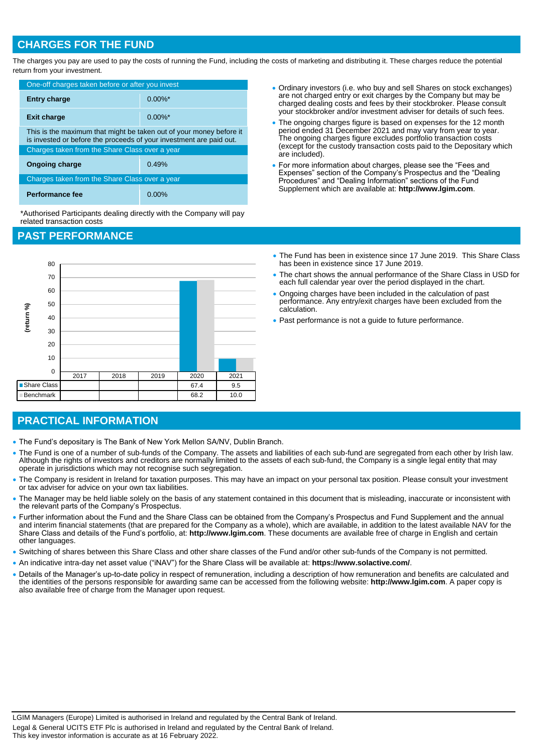## CHARGES FOR THE FUND

The charges you pay are used to pay the costs of running the Fund, including the costs of marketing and distributing it. These charges reduce the potential return from your investment.

| One-off charges taken before or after you invest | |
|---|---|
| **Entry charge** | 0.00%* |
| **Exit charge** | 0.00%* |
| This is the maximum that might be taken out of your money before it is invested or before the proceeds of your investment are paid out. | |
| Charges taken from the Share Class over a year | |
| **Ongoing charge** | 0.49% |
| Charges taken from the Share Class over a year | |
| **Performance fee** | 0.00% |

*Authorised Participants dealing directly with the Company will pay related transaction costs

- Ordinary investors (i.e. who buy and sell Shares on stock exchanges) are not charged entry or exit charges by the Company but may be charged dealing costs and fees by their stockbroker. Please consult your stockbroker and/or investment adviser for details of such fees.
- The ongoing charges figure is based on expenses for the 12 month period ended 31 December 2021 and may vary from year to year. The ongoing charges figure excludes portfolio transaction costs (except for the custody transaction costs paid to the Depositary which are included).
- For more information about charges, please see the "Fees and Expenses" section of the Company's Prospectus and the "Dealing Procedures" and "Dealing Information" sections of the Fund Supplement which are available at: **http://www.lgim.com**.

## PAST PERFORMANCE

(return %)

80
70
60
50
40
30
20
10
0

2017 2018 2019 2020 2021

Share Class: 67.4 (2020), 9.5 (2021)

Benchmark: 68.2 (2020), 10.0 (2021)

- The Fund has been in existence since 17 June 2019. This Share Class has been in existence since 17 June 2019.
- The chart shows the annual performance of the Share Class in USD for each full calendar year over the period displayed in the chart.
- Ongoing charges have been included in the calculation of past performance. Any entry/exit charges have been excluded from the calculation.
- Past performance is not a guide to future performance.

## PRACTICAL INFORMATION

- The Fund's depositary is The Bank of New York Mellon SA/NV, Dublin Branch.
- The Fund is one of a number of sub-funds of the Company. The assets and liabilities of each sub-fund are segregated from each other by Irish law. Although the rights of investors and creditors are normally limited to the assets of each sub-fund, the Company is a single legal entity that may operate in jurisdictions which may not recognise such segregation.
- The Company is resident in Ireland for taxation purposes. This may have an impact on your personal tax position. Please consult your investment or tax adviser for advice on your own tax liabilities.
- The Manager may be held liable solely on the basis of any statement contained in this document that is misleading, inaccurate or inconsistent with the relevant parts of the Company's Prospectus.
- Further information about the Fund and the Share Class can be obtained from the Company's Prospectus and Fund Supplement and the annual and interim financial statements (that are prepared for the Company as a whole), which are available, in addition to the latest available NAV for the Share Class and details of the Fund's portfolio, at: **http://www.lgim.com**. These documents are available free of charge in English and certain other languages.
- Switching of shares between this Share Class and other share classes of the Fund and/or other sub-funds of the Company is not permitted.
- An indicative intra-day net asset value ("iNAV") for the Share Class will be available at: **https://www.solactive.com/**.
- Details of the Manager's up-to-date policy in respect of remuneration, including a description of how remuneration and benefits are calculated and the identities of the persons responsible for awarding same can be accessed from the following website: **http://www.lgim.com**. A paper copy is also available free of charge from the Manager upon request.

LGIM Managers (Europe) Limited is authorised in Ireland and regulated by the Central Bank of Ireland.
Legal & General UCITS ETF Plc is authorised in Ireland and regulated by the Central Bank of Ireland.
This key investor information is accurate as at 16 February 2022.